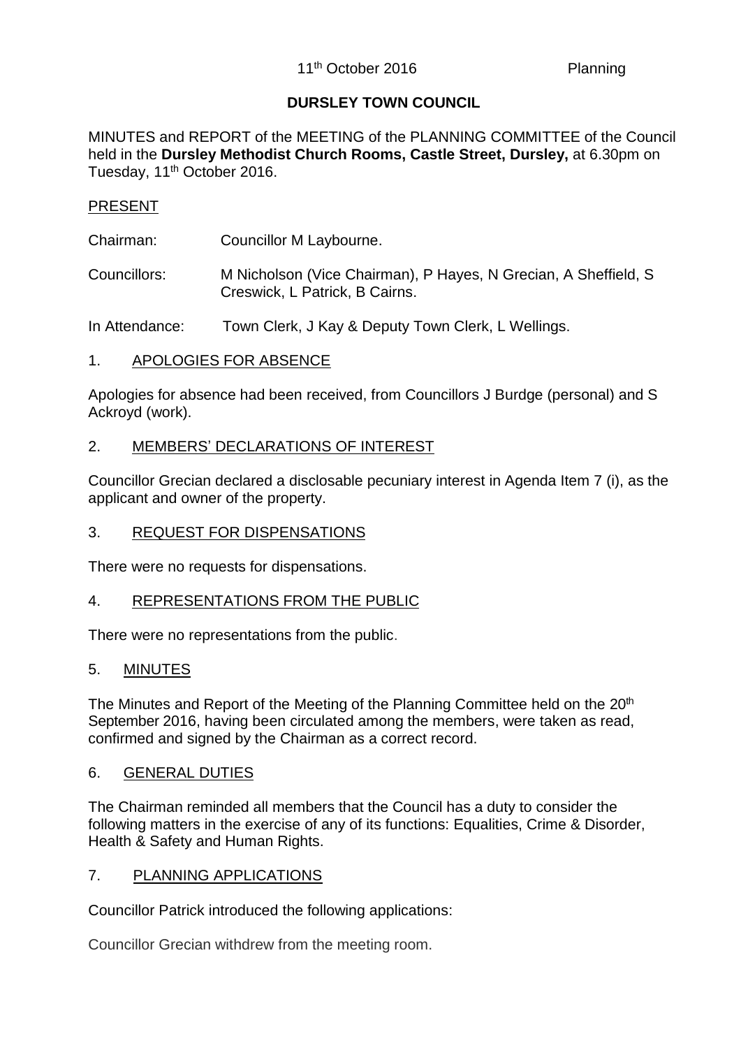# DURSLEY TOWN COUNCIL

MINUTES and REPORT of the MEETING of the PLANNING COMMITTEE of the Council held in the **Dursley Methodist Church Rooms, Castle Street, Dursley,** at 6.30pm on Tuesday, 11th October 2016.

PRESENT

Chairman: Councillor M Laybourne.

Councillors: M Nicholson (Vice Chairman), P Hayes, N Grecian, A Sheffield, S Creswick, L Patrick, B Cairns.

In Attendance: Town Clerk, J Kay & Deputy Town Clerk, L Wellings.

## 1. APOLOGIES FOR ABSENCE

Apologies for absence had been received, from Councillors J Burdge (personal) and S Ackroyd (work).

## 2. MEMBERS' DECLARATIONS OF INTEREST

Councillor Grecian declared a disclosable pecuniary interest in Agenda Item 7 (i), as the applicant and owner of the property.

## 3. REQUEST FOR DISPENSATIONS

There were no requests for dispensations.

## 4. REPRESENTATIONS FROM THE PUBLIC

There were no representations from the public.

## 5. MINUTES

The Minutes and Report of the Meeting of the Planning Committee held on the 20th September 2016, having been circulated among the members, were taken as read, confirmed and signed by the Chairman as a correct record.

## 6. GENERAL DUTIES

The Chairman reminded all members that the Council has a duty to consider the following matters in the exercise of any of its functions: Equalities, Crime & Disorder, Health & Safety and Human Rights.

## 7. PLANNING APPLICATIONS

Councillor Patrick introduced the following applications:

Councillor Grecian withdrew from the meeting room.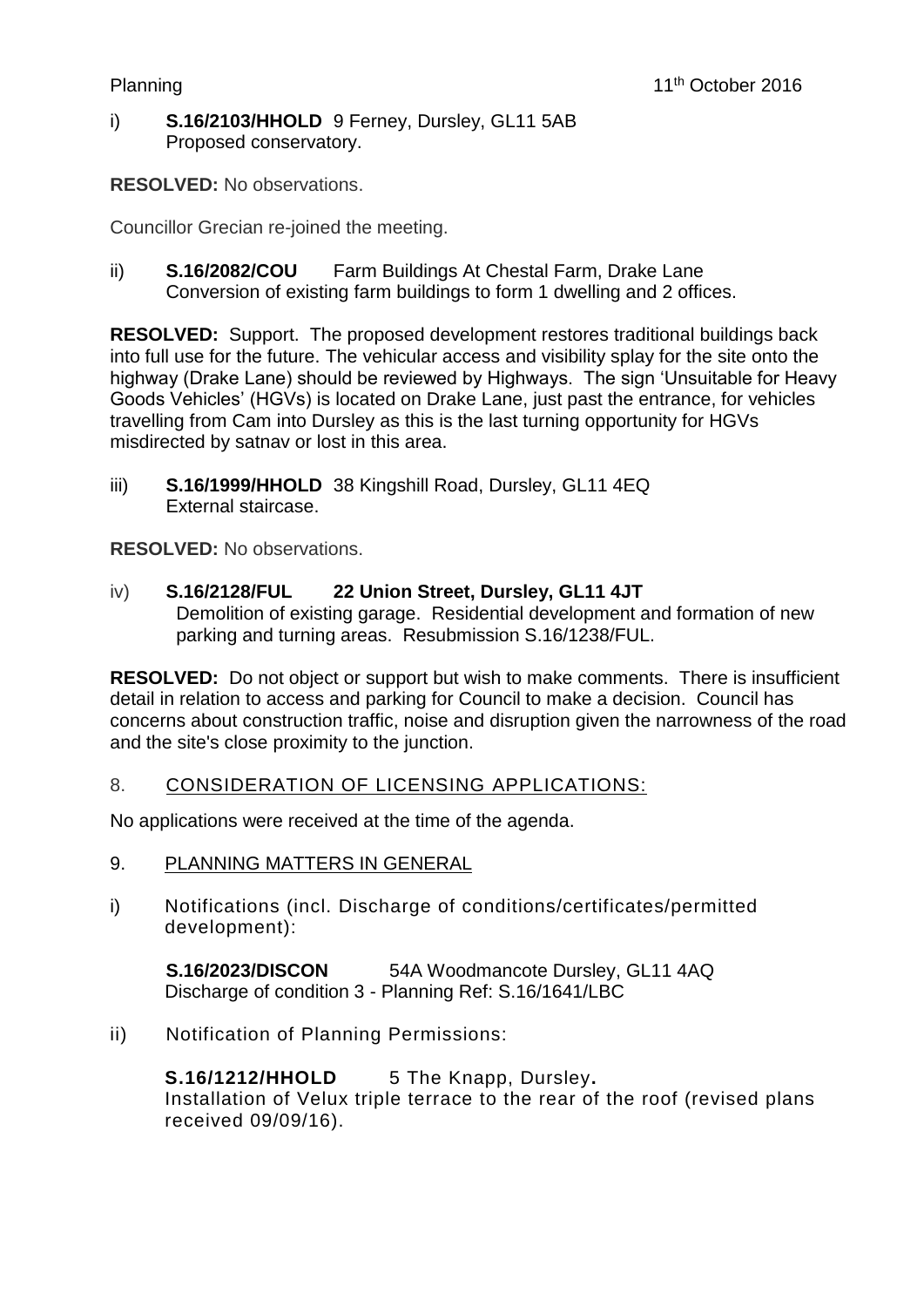i) **S.16/2103/HHOLD** 9 Ferney, Dursley, GL11 5AB
Proposed conservatory.

**RESOLVED:** No observations.

Councillor Grecian re-joined the meeting.

ii) **S.16/2082/COU** Farm Buildings At Chestal Farm, Drake Lane
Conversion of existing farm buildings to form 1 dwelling and 2 offices.

**RESOLVED:** Support. The proposed development restores traditional buildings back into full use for the future. The vehicular access and visibility splay for the site onto the highway (Drake Lane) should be reviewed by Highways. The sign 'Unsuitable for Heavy Goods Vehicles' (HGVs) is located on Drake Lane, just past the entrance, for vehicles travelling from Cam into Dursley as this is the last turning opportunity for HGVs misdirected by satnav or lost in this area.

iii) **S.16/1999/HHOLD** 38 Kingshill Road, Dursley, GL11 4EQ
External staircase.

**RESOLVED:** No observations.

iv) **S.16/2128/FUL** **22 Union Street, Dursley, GL11 4JT**
Demolition of existing garage. Residential development and formation of new parking and turning areas. Resubmission S.16/1238/FUL.

**RESOLVED:** Do not object or support but wish to make comments. There is insufficient detail in relation to access and parking for Council to make a decision. Council has concerns about construction traffic, noise and disruption given the narrowness of the road and the site's close proximity to the junction.

## 8. CONSIDERATION OF LICENSING APPLICATIONS:

No applications were received at the time of the agenda.

## 9. PLANNING MATTERS IN GENERAL

i) Notifications (incl. Discharge of conditions/certificates/permitted development):

**S.16/2023/DISCON** 54A Woodmancote Dursley, GL11 4AQ
Discharge of condition 3 - Planning Ref: S.16/1641/LBC

ii) Notification of Planning Permissions:

**S.16/1212/HHOLD** 5 The Knapp, Dursley**.**
Installation of Velux triple terrace to the rear of the roof (revised plans received 09/09/16).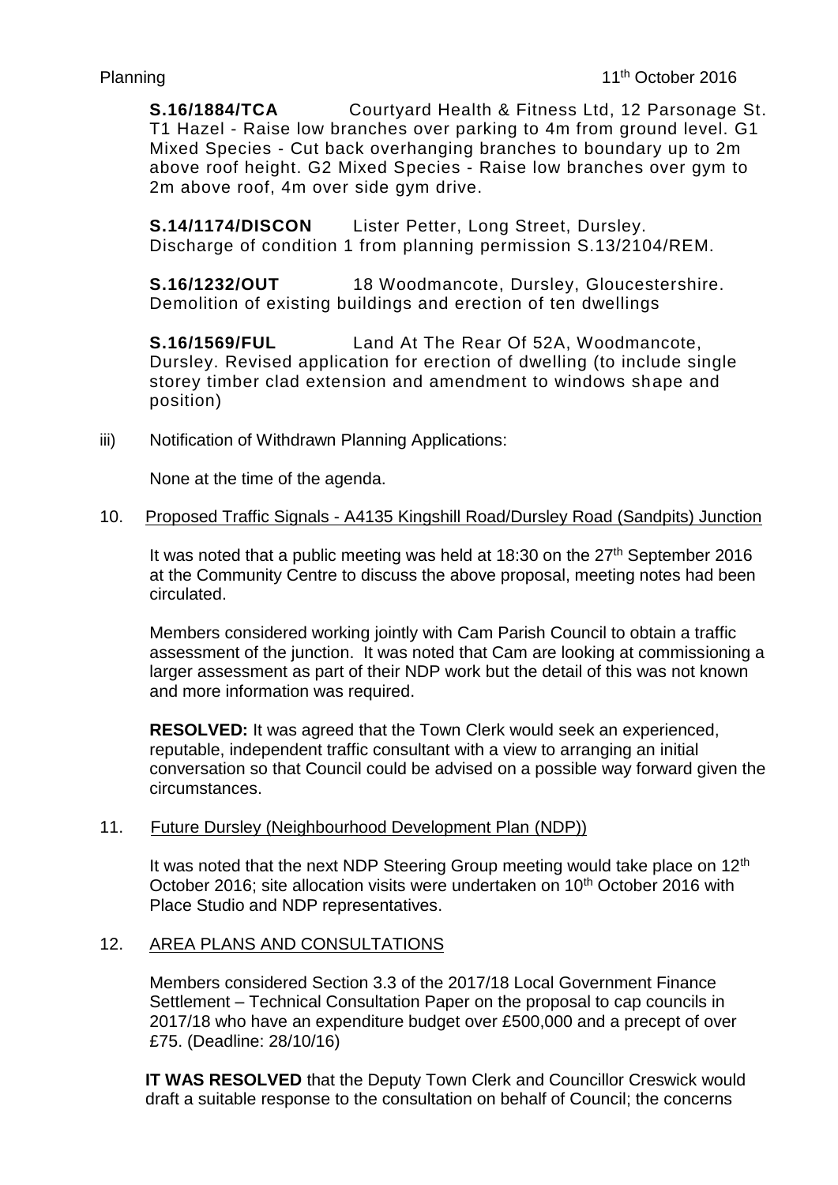**S.16/1884/TCA** Courtyard Health & Fitness Ltd, 12 Parsonage St. T1 Hazel - Raise low branches over parking to 4m from ground level. G1 Mixed Species - Cut back overhanging branches to boundary up to 2m above roof height. G2 Mixed Species - Raise low branches over gym to 2m above roof, 4m over side gym drive.

**S.14/1174/DISCON** Lister Petter, Long Street, Dursley. Discharge of condition 1 from planning permission S.13/2104/REM.

**S.16/1232/OUT** 18 Woodmancote, Dursley, Gloucestershire. Demolition of existing buildings and erection of ten dwellings

**S.16/1569/FUL** Land At The Rear Of 52A, Woodmancote, Dursley. Revised application for erection of dwelling (to include single storey timber clad extension and amendment to windows shape and position)

iii) Notification of Withdrawn Planning Applications:

None at the time of the agenda.

10. Proposed Traffic Signals - A4135 Kingshill Road/Dursley Road (Sandpits) Junction

It was noted that a public meeting was held at 18:30 on the 27th September 2016 at the Community Centre to discuss the above proposal, meeting notes had been circulated.

Members considered working jointly with Cam Parish Council to obtain a traffic assessment of the junction. It was noted that Cam are looking at commissioning a larger assessment as part of their NDP work but the detail of this was not known and more information was required.

**RESOLVED:** It was agreed that the Town Clerk would seek an experienced, reputable, independent traffic consultant with a view to arranging an initial conversation so that Council could be advised on a possible way forward given the circumstances.

11. Future Dursley (Neighbourhood Development Plan (NDP))

It was noted that the next NDP Steering Group meeting would take place on 12th October 2016; site allocation visits were undertaken on 10th October 2016 with Place Studio and NDP representatives.

12. AREA PLANS AND CONSULTATIONS

Members considered Section 3.3 of the 2017/18 Local Government Finance Settlement – Technical Consultation Paper on the proposal to cap councils in 2017/18 who have an expenditure budget over £500,000 and a precept of over £75. (Deadline: 28/10/16)

**IT WAS RESOLVED** that the Deputy Town Clerk and Councillor Creswick would draft a suitable response to the consultation on behalf of Council; the concerns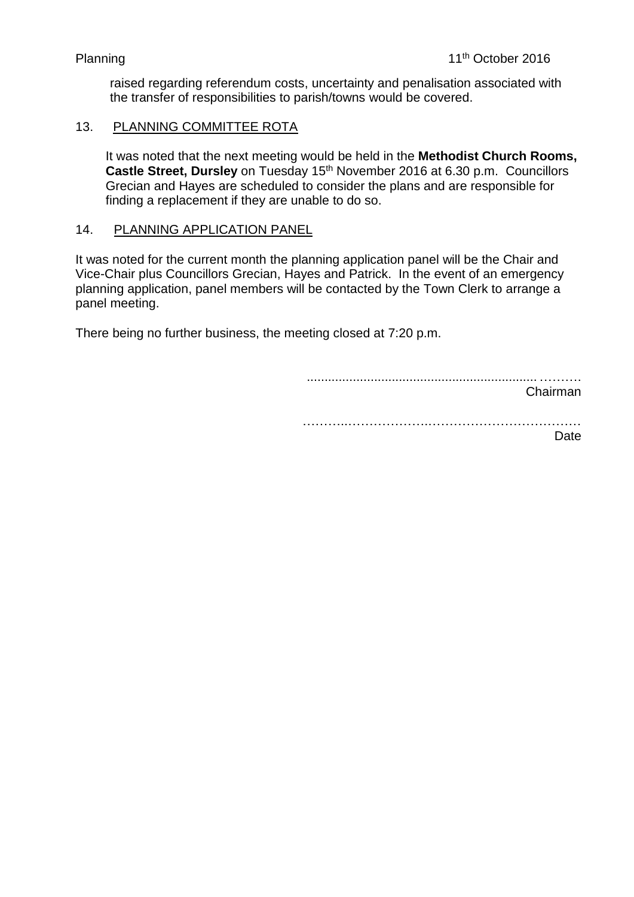raised regarding referendum costs, uncertainty and penalisation associated with the transfer of responsibilities to parish/towns would be covered.

## 13. PLANNING COMMITTEE ROTA

It was noted that the next meeting would be held in the **Methodist Church Rooms, Castle Street, Dursley** on Tuesday 15th November 2016 at 6.30 p.m. Councillors Grecian and Hayes are scheduled to consider the plans and are responsible for finding a replacement if they are unable to do so.

## 14. PLANNING APPLICATION PANEL

It was noted for the current month the planning application panel will be the Chair and Vice-Chair plus Councillors Grecian, Hayes and Patrick. In the event of an emergency planning application, panel members will be contacted by the Town Clerk to arrange a panel meeting.

There being no further business, the meeting closed at 7:20 p.m.

..........................................................................

Chairman

..........................................................................

Date